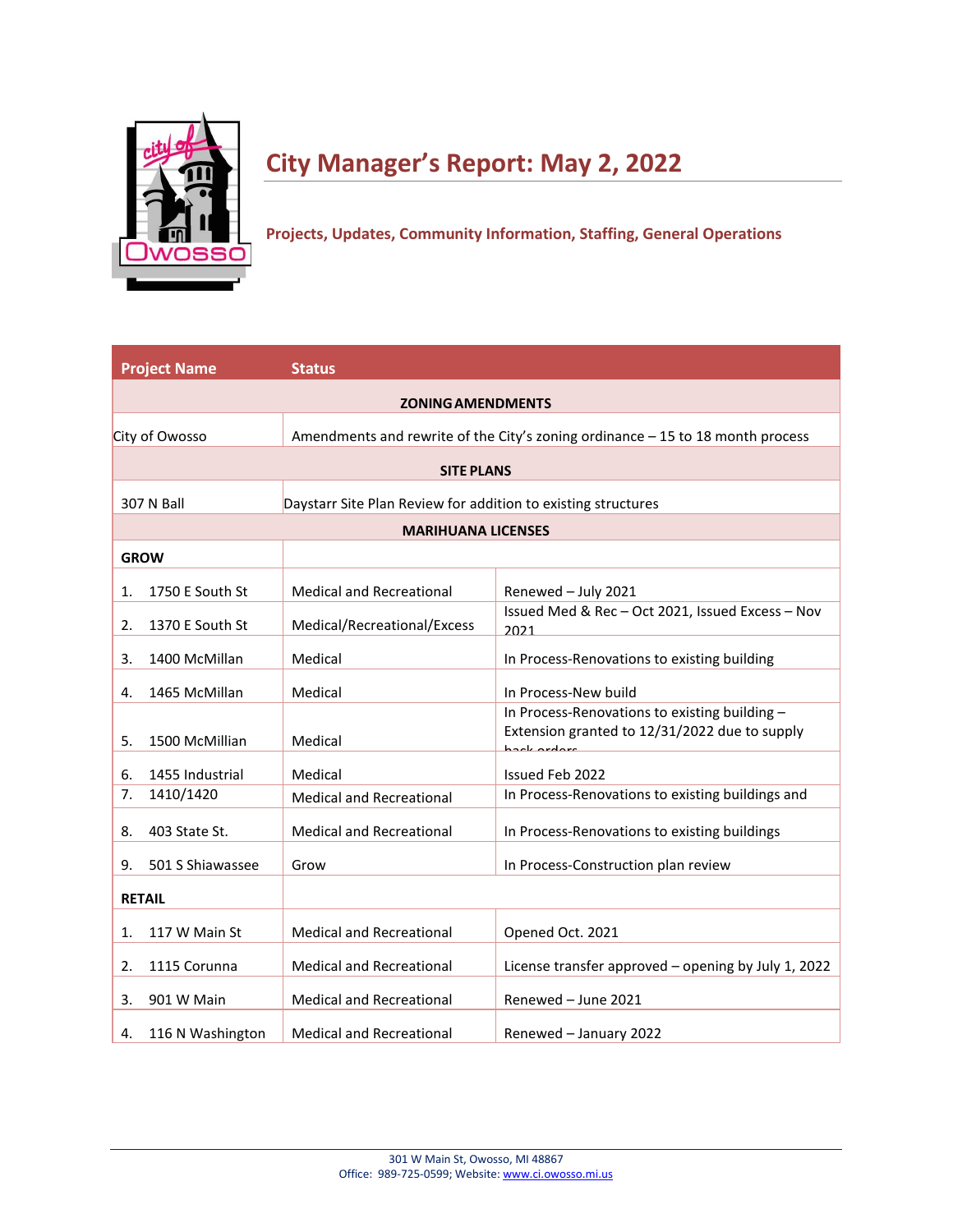# City Manager's Report: May 2, 2022

**Projects, Updates, Community Information, Staffing, General Operations**

| Project Name | Status | |
|---|---|---|
| **ZONING AMENDMENTS** | | |
| City of Owosso | Amendments and rewrite of the City's zoning ordinance – 15 to 18 month process | |
| **SITE PLANS** | | |
| 307 N Ball | Daystarr Site Plan Review for addition to existing structures | |
| **MARIHUANA LICENSES** | | |
| **GROW** | | |
| 1. 1750 E South St | Medical and Recreational | Renewed – July 2021 |
| 2. 1370 E South St | Medical/Recreational/Excess | Issued Med & Rec – Oct 2021, Issued Excess – Nov 2021 |
| 3. 1400 McMillan | Medical | In Process-Renovations to existing building |
| 4. 1465 McMillan | Medical | In Process-New build |
| 5. 1500 McMillian | Medical | In Process-Renovations to existing building – Extension granted to 12/31/2022 due to supply back orders |
| 6. 1455 Industrial | Medical | Issued Feb 2022 |
| 7. 1410/1420 | Medical and Recreational | In Process-Renovations to existing buildings and |
| 8. 403 State St. | Medical and Recreational | In Process-Renovations to existing buildings |
| 9. 501 S Shiawassee | Grow | In Process-Construction plan review |
| **RETAIL** | | |
| 1. 117 W Main St | Medical and Recreational | Opened Oct. 2021 |
| 2. 1115 Corunna | Medical and Recreational | License transfer approved – opening by July 1, 2022 |
| 3. 901 W Main | Medical and Recreational | Renewed – June 2021 |
| 4. 116 N Washington | Medical and Recreational | Renewed – January 2022 |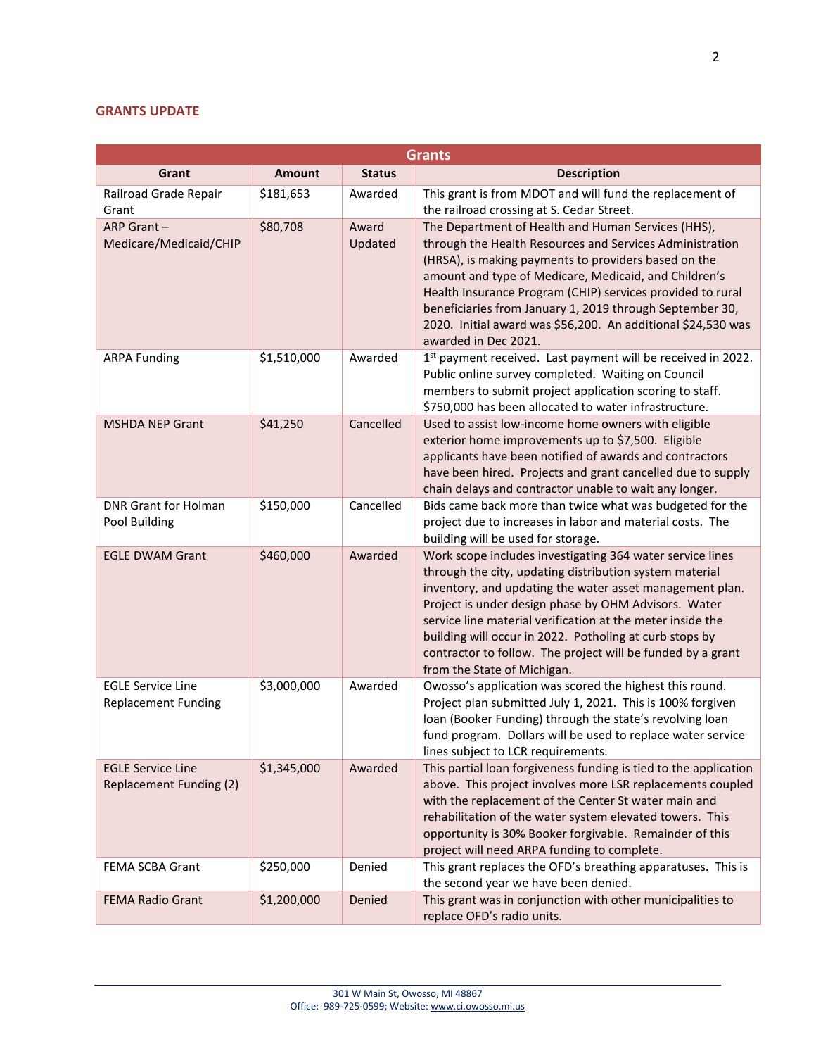## GRANTS UPDATE

| Grants | | | |
|---|---|---|---|
| **Grant** | **Amount** | **Status** | **Description** |
| Railroad Grade Repair Grant | $181,653 | Awarded | This grant is from MDOT and will fund the replacement of the railroad crossing at S. Cedar Street. |
| ARP Grant – Medicare/Medicaid/CHIP | $80,708 | Award Updated | The Department of Health and Human Services (HHS), through the Health Resources and Services Administration (HRSA), is making payments to providers based on the amount and type of Medicare, Medicaid, and Children's Health Insurance Program (CHIP) services provided to rural beneficiaries from January 1, 2019 through September 30, 2020. Initial award was $56,200. An additional $24,530 was awarded in Dec 2021. |
| ARPA Funding | $1,510,000 | Awarded | 1st payment received. Last payment will be received in 2022. Public online survey completed. Waiting on Council members to submit project application scoring to staff. $750,000 has been allocated to water infrastructure. |
| MSHDA NEP Grant | $41,250 | Cancelled | Used to assist low-income home owners with eligible exterior home improvements up to $7,500. Eligible applicants have been notified of awards and contractors have been hired. Projects and grant cancelled due to supply chain delays and contractor unable to wait any longer. |
| DNR Grant for Holman Pool Building | $150,000 | Cancelled | Bids came back more than twice what was budgeted for the project due to increases in labor and material costs. The building will be used for storage. |
| EGLE DWAM Grant | $460,000 | Awarded | Work scope includes investigating 364 water service lines through the city, updating distribution system material inventory, and updating the water asset management plan. Project is under design phase by OHM Advisors. Water service line material verification at the meter inside the building will occur in 2022. Potholing at curb stops by contractor to follow. The project will be funded by a grant from the State of Michigan. |
| EGLE Service Line Replacement Funding | $3,000,000 | Awarded | Owosso's application was scored the highest this round. Project plan submitted July 1, 2021. This is 100% forgiven loan (Booker Funding) through the state's revolving loan fund program. Dollars will be used to replace water service lines subject to LCR requirements. |
| EGLE Service Line Replacement Funding (2) | $1,345,000 | Awarded | This partial loan forgiveness funding is tied to the application above. This project involves more LSR replacements coupled with the replacement of the Center St water main and rehabilitation of the water system elevated towers. This opportunity is 30% Booker forgivable. Remainder of this project will need ARPA funding to complete. |
| FEMA SCBA Grant | $250,000 | Denied | This grant replaces the OFD's breathing apparatuses. This is the second year we have been denied. |
| FEMA Radio Grant | $1,200,000 | Denied | This grant was in conjunction with other municipalities to replace OFD's radio units. |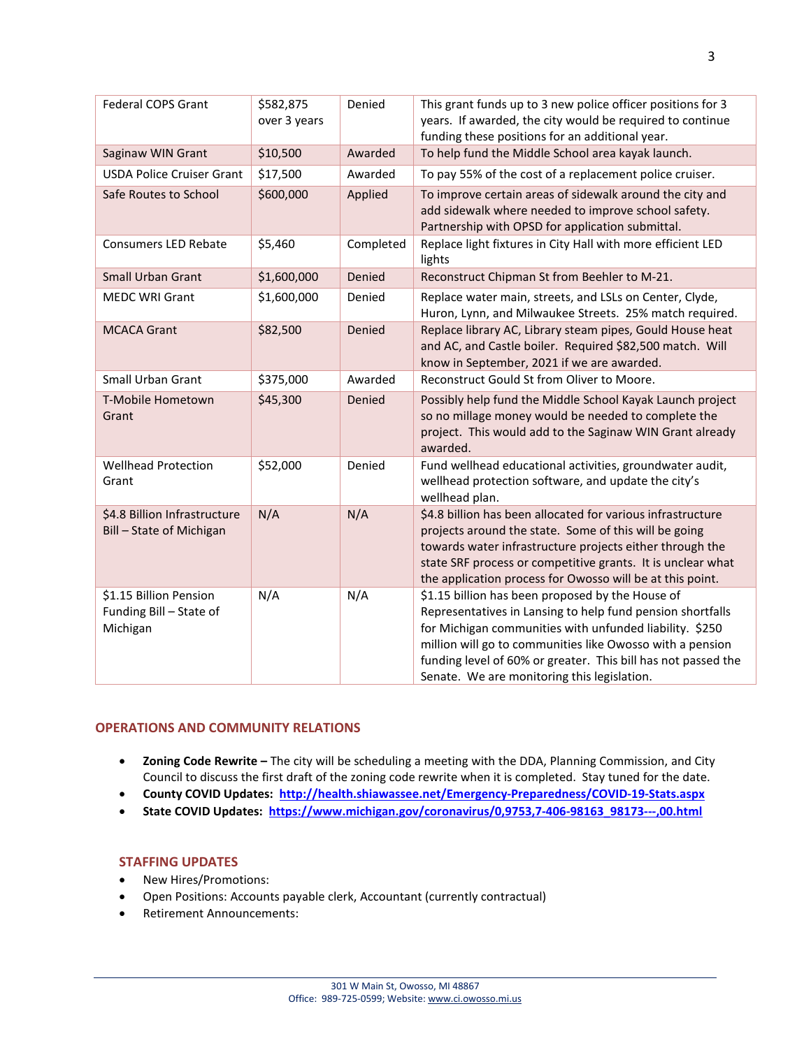| Federal COPS Grant | $582,875 over 3 years | Denied | This grant funds up to 3 new police officer positions for 3 years. If awarded, the city would be required to continue funding these positions for an additional year. |
|---|---|---|---|
| Saginaw WIN Grant | $10,500 | Awarded | To help fund the Middle School area kayak launch. |
| USDA Police Cruiser Grant | $17,500 | Awarded | To pay 55% of the cost of a replacement police cruiser. |
| Safe Routes to School | $600,000 | Applied | To improve certain areas of sidewalk around the city and add sidewalk where needed to improve school safety. Partnership with OPSD for application submittal. |
| Consumers LED Rebate | $5,460 | Completed | Replace light fixtures in City Hall with more efficient LED lights |
| Small Urban Grant | $1,600,000 | Denied | Reconstruct Chipman St from Beehler to M-21. |
| MEDC WRI Grant | $1,600,000 | Denied | Replace water main, streets, and LSLs on Center, Clyde, Huron, Lynn, and Milwaukee Streets. 25% match required. |
| MCACA Grant | $82,500 | Denied | Replace library AC, Library steam pipes, Gould House heat and AC, and Castle boiler. Required $82,500 match. Will know in September, 2021 if we are awarded. |
| Small Urban Grant | $375,000 | Awarded | Reconstruct Gould St from Oliver to Moore. |
| T-Mobile Hometown Grant | $45,300 | Denied | Possibly help fund the Middle School Kayak Launch project so no millage money would be needed to complete the project. This would add to the Saginaw WIN Grant already awarded. |
| Wellhead Protection Grant | $52,000 | Denied | Fund wellhead educational activities, groundwater audit, wellhead protection software, and update the city's wellhead plan. |
| $4.8 Billion Infrastructure Bill – State of Michigan | N/A | N/A | $4.8 billion has been allocated for various infrastructure projects around the state. Some of this will be going towards water infrastructure projects either through the state SRF process or competitive grants. It is unclear what the application process for Owosso will be at this point. |
| $1.15 Billion Pension Funding Bill – State of Michigan | N/A | N/A | $1.15 billion has been proposed by the House of Representatives in Lansing to help fund pension shortfalls for Michigan communities with unfunded liability. $250 million will go to communities like Owosso with a pension funding level of 60% or greater. This bill has not passed the Senate. We are monitoring this legislation. |

## OPERATIONS AND COMMUNITY RELATIONS

- **Zoning Code Rewrite –** The city will be scheduling a meeting with the DDA, Planning Commission, and City Council to discuss the first draft of the zoning code rewrite when it is completed. Stay tuned for the date.
- **County COVID Updates: http://health.shiawassee.net/Emergency-Preparedness/COVID-19-Stats.aspx**
- **State COVID Updates: https://www.michigan.gov/coronavirus/0,9753,7-406-98163_98173---,00.html**

### STAFFING UPDATES

- New Hires/Promotions:
- Open Positions: Accounts payable clerk, Accountant (currently contractual)
- Retirement Announcements: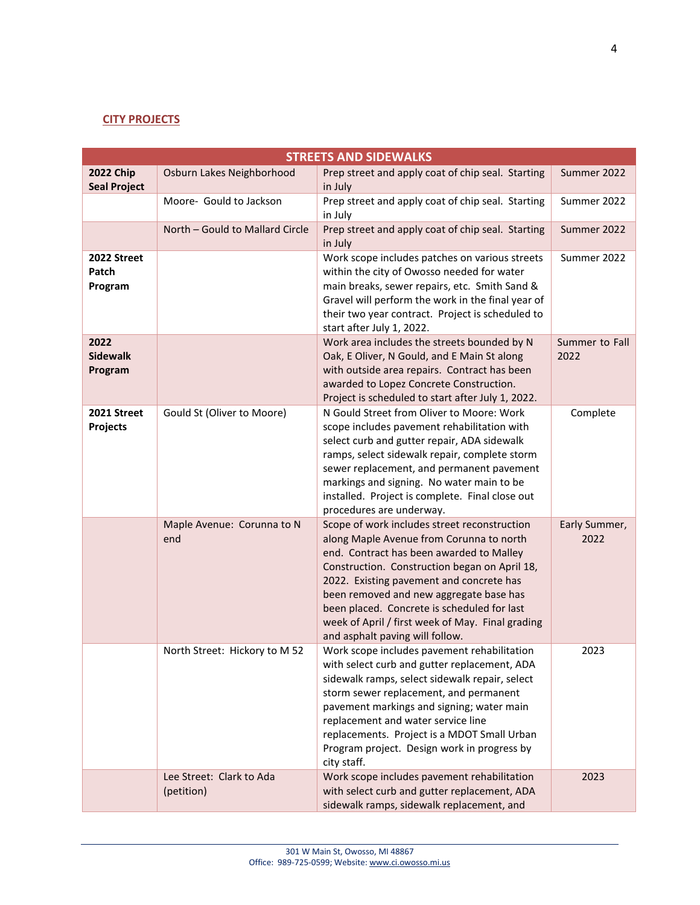## CITY PROJECTS

| STREETS AND SIDEWALKS | | | |
|---|---|---|---|
| **2022 Chip Seal Project** | Osburn Lakes Neighborhood | Prep street and apply coat of chip seal. Starting in July | Summer 2022 |
| | Moore- Gould to Jackson | Prep street and apply coat of chip seal. Starting in July | Summer 2022 |
| | North – Gould to Mallard Circle | Prep street and apply coat of chip seal. Starting in July | Summer 2022 |
| **2022 Street Patch Program** | | Work scope includes patches on various streets within the city of Owosso needed for water main breaks, sewer repairs, etc. Smith Sand & Gravel will perform the work in the final year of their two year contract. Project is scheduled to start after July 1, 2022. | Summer 2022 |
| **2022 Sidewalk Program** | | Work area includes the streets bounded by N Oak, E Oliver, N Gould, and E Main St along with outside area repairs. Contract has been awarded to Lopez Concrete Construction. Project is scheduled to start after July 1, 2022. | Summer to Fall 2022 |
| **2021 Street Projects** | Gould St (Oliver to Moore) | N Gould Street from Oliver to Moore: Work scope includes pavement rehabilitation with select curb and gutter repair, ADA sidewalk ramps, select sidewalk repair, complete storm sewer replacement, and permanent pavement markings and signing. No water main to be installed. Project is complete. Final close out procedures are underway. | Complete |
| | Maple Avenue: Corunna to N end | Scope of work includes street reconstruction along Maple Avenue from Corunna to north end. Contract has been awarded to Malley Construction. Construction began on April 18, 2022. Existing pavement and concrete has been removed and new aggregate base has been placed. Concrete is scheduled for last week of April / first week of May. Final grading and asphalt paving will follow. | Early Summer, 2022 |
| | North Street: Hickory to M 52 | Work scope includes pavement rehabilitation with select curb and gutter replacement, ADA sidewalk ramps, select sidewalk repair, select storm sewer replacement, and permanent pavement markings and signing; water main replacement and water service line replacements. Project is a MDOT Small Urban Program project. Design work in progress by city staff. | 2023 |
| | Lee Street: Clark to Ada (petition) | Work scope includes pavement rehabilitation with select curb and gutter replacement, ADA sidewalk ramps, sidewalk replacement, and | 2023 |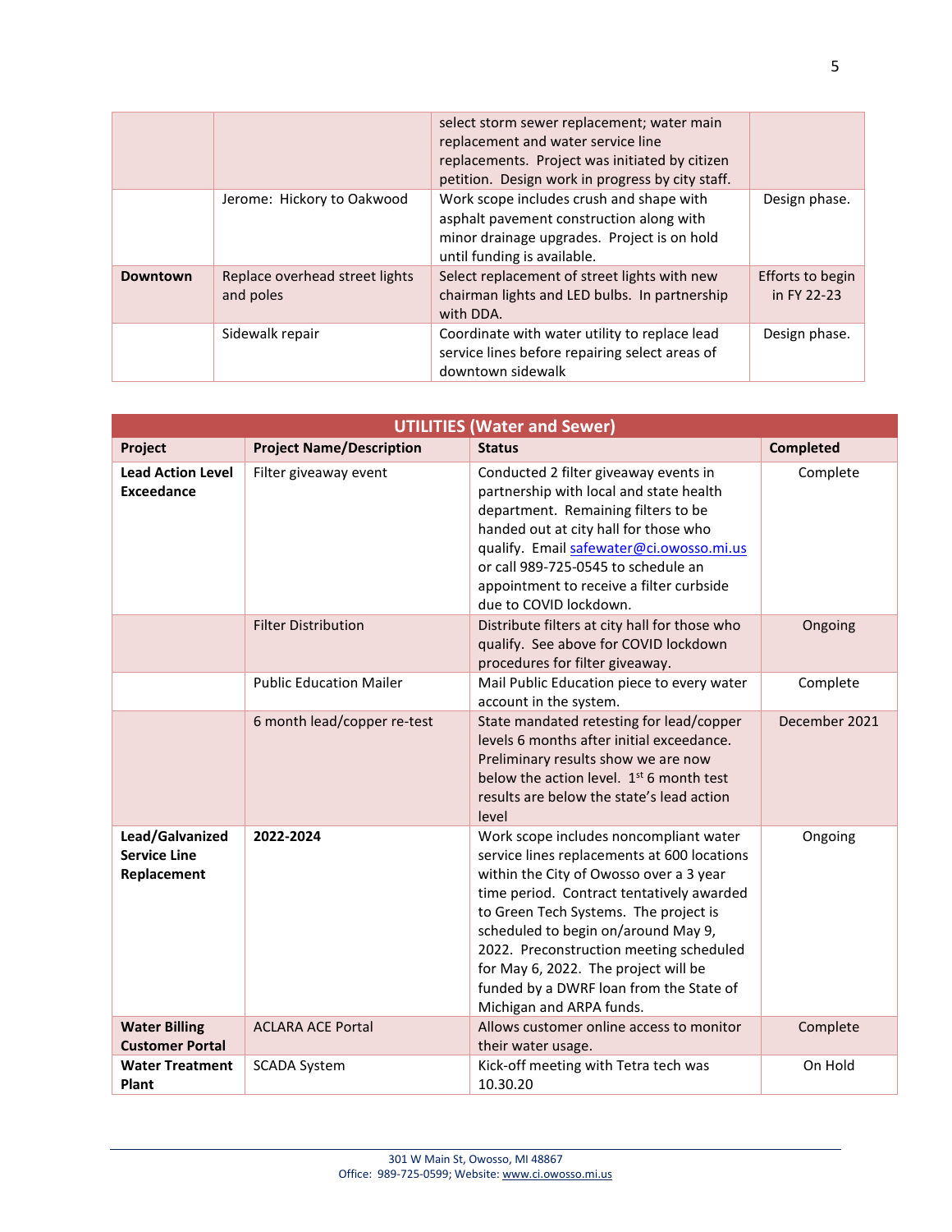| | | | |
|---|---|---|---|
| | | select storm sewer replacement; water main replacement and water service line replacements. Project was initiated by citizen petition. Design work in progress by city staff. | |
| | Jerome: Hickory to Oakwood | Work scope includes crush and shape with asphalt pavement construction along with minor drainage upgrades. Project is on hold until funding is available. | Design phase. |
| **Downtown** | Replace overhead street lights and poles | Select replacement of street lights with new chairman lights and LED bulbs. In partnership with DDA. | Efforts to begin in FY 22-23 |
| | Sidewalk repair | Coordinate with water utility to replace lead service lines before repairing select areas of downtown sidewalk | Design phase. |

| **UTILITIES (Water and Sewer)** | | | |
|---|---|---|---|
| **Project** | **Project Name/Description** | **Status** | **Completed** |
| **Lead Action Level Exceedance** | Filter giveaway event | Conducted 2 filter giveaway events in partnership with local and state health department. Remaining filters to be handed out at city hall for those who qualify. Email safewater@ci.owosso.mi.us or call 989-725-0545 to schedule an appointment to receive a filter curbside due to COVID lockdown. | Complete |
| | Filter Distribution | Distribute filters at city hall for those who qualify. See above for COVID lockdown procedures for filter giveaway. | Ongoing |
| | Public Education Mailer | Mail Public Education piece to every water account in the system. | Complete |
| | 6 month lead/copper re-test | State mandated retesting for lead/copper levels 6 months after initial exceedance. Preliminary results show we are now below the action level. 1st 6 month test results are below the state's lead action level | December 2021 |
| **Lead/Galvanized Service Line Replacement** | **2022-2024** | Work scope includes noncompliant water service lines replacements at 600 locations within the City of Owosso over a 3 year time period. Contract tentatively awarded to Green Tech Systems. The project is scheduled to begin on/around May 9, 2022. Preconstruction meeting scheduled for May 6, 2022. The project will be funded by a DWRF loan from the State of Michigan and ARPA funds. | Ongoing |
| **Water Billing Customer Portal** | ACLARA ACE Portal | Allows customer online access to monitor their water usage. | Complete |
| **Water Treatment Plant** | SCADA System | Kick-off meeting with Tetra tech was 10.30.20 | On Hold |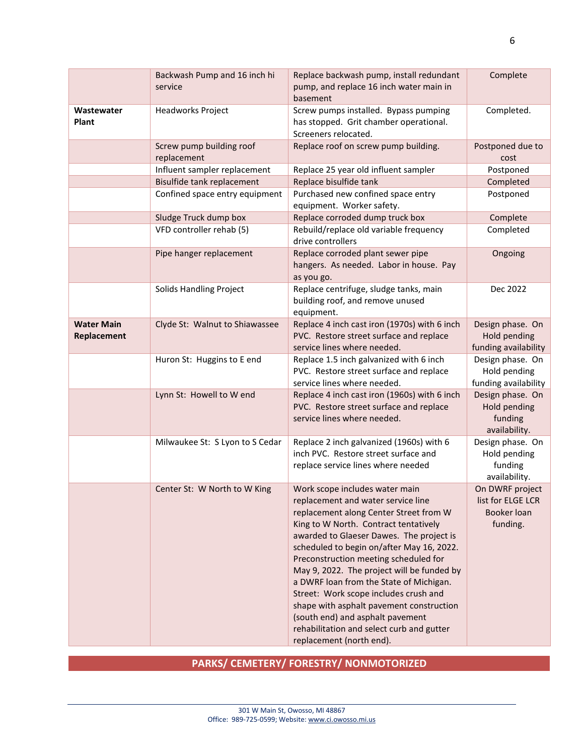| | | | |
|---|---|---|---|
| | Backwash Pump and 16 inch hi service | Replace backwash pump, install redundant pump, and replace 16 inch water main in basement | Complete |
| **Wastewater Plant** | Headworks Project | Screw pumps installed. Bypass pumping has stopped. Grit chamber operational. Screeners relocated. | Completed. |
| | Screw pump building roof replacement | Replace roof on screw pump building. | Postponed due to cost |
| | Influent sampler replacement | Replace 25 year old influent sampler | Postponed |
| | Bisulfide tank replacement | Replace bisulfide tank | Completed |
| | Confined space entry equipment | Purchased new confined space entry equipment. Worker safety. | Postponed |
| | Sludge Truck dump box | Replace corroded dump truck box | Complete |
| | VFD controller rehab (5) | Rebuild/replace old variable frequency drive controllers | Completed |
| | Pipe hanger replacement | Replace corroded plant sewer pipe hangers. As needed. Labor in house. Pay as you go. | Ongoing |
| | Solids Handling Project | Replace centrifuge, sludge tanks, main building roof, and remove unused equipment. | Dec 2022 |
| **Water Main Replacement** | Clyde St: Walnut to Shiawassee | Replace 4 inch cast iron (1970s) with 6 inch PVC. Restore street surface and replace service lines where needed. | Design phase. On Hold pending funding availability |
| | Huron St: Huggins to E end | Replace 1.5 inch galvanized with 6 inch PVC. Restore street surface and replace service lines where needed. | Design phase. On Hold pending funding availability |
| | Lynn St: Howell to W end | Replace 4 inch cast iron (1960s) with 6 inch PVC. Restore street surface and replace service lines where needed. | Design phase. On Hold pending funding availability. |
| | Milwaukee St: S Lyon to S Cedar | Replace 2 inch galvanized (1960s) with 6 inch PVC. Restore street surface and replace service lines where needed | Design phase. On Hold pending funding availability. |
| | Center St: W North to W King | Work scope includes water main replacement and water service line replacement along Center Street from W King to W North. Contract tentatively awarded to Glaeser Dawes. The project is scheduled to begin on/after May 16, 2022. Preconstruction meeting scheduled for May 9, 2022. The project will be funded by a DWRF loan from the State of Michigan. Street: Work scope includes crush and shape with asphalt pavement construction (south end) and asphalt pavement rehabilitation and select curb and gutter replacement (north end). | On DWRF project list for ELGE LCR Booker loan funding. |

## PARKS/ CEMETERY/ FORESTRY/ NONMOTORIZED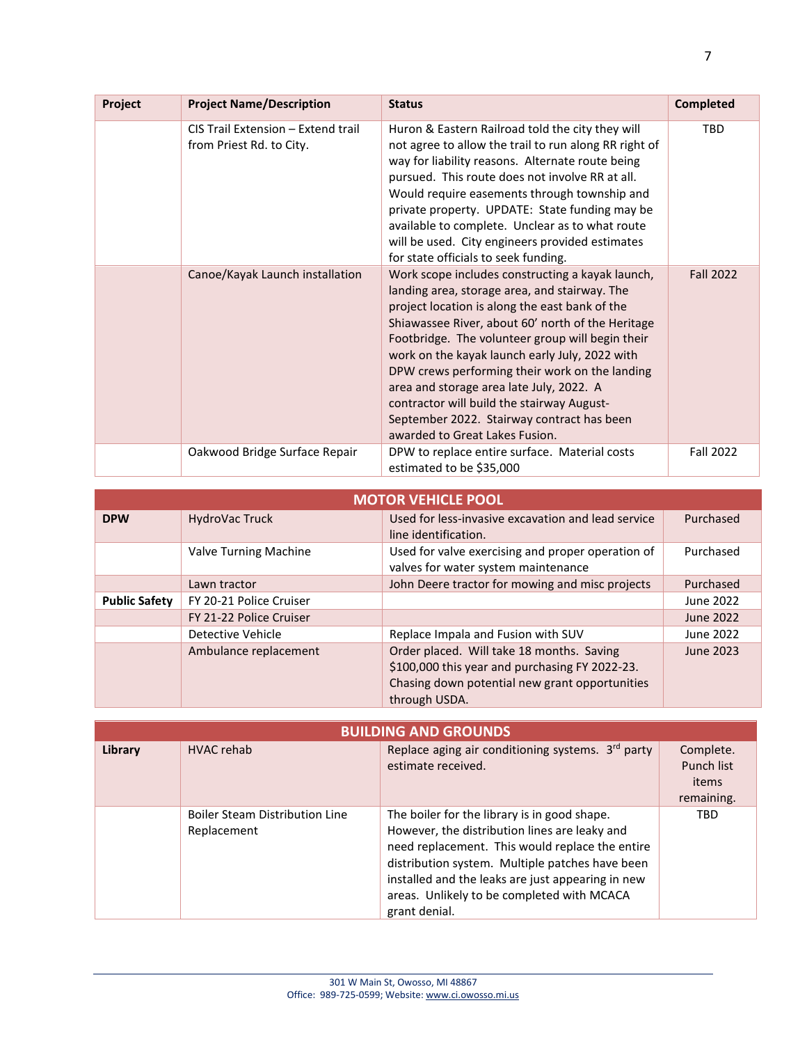| Project | Project Name/Description | Status | Completed |
|---|---|---|---|
| | CIS Trail Extension – Extend trail from Priest Rd. to City. | Huron & Eastern Railroad told the city they will not agree to allow the trail to run along RR right of way for liability reasons. Alternate route being pursued. This route does not involve RR at all. Would require easements through township and private property. UPDATE: State funding may be available to complete. Unclear as to what route will be used. City engineers provided estimates for state officials to seek funding. | TBD |
| | Canoe/Kayak Launch installation | Work scope includes constructing a kayak launch, landing area, storage area, and stairway. The project location is along the east bank of the Shiawassee River, about 60' north of the Heritage Footbridge. The volunteer group will begin their work on the kayak launch early July, 2022 with DPW crews performing their work on the landing area and storage area late July, 2022. A contractor will build the stairway August-September 2022. Stairway contract has been awarded to Great Lakes Fusion. | Fall 2022 |
| | Oakwood Bridge Surface Repair | DPW to replace entire surface. Material costs estimated to be $35,000 | Fall 2022 |

| MOTOR VEHICLE POOL | | | |
|---|---|---|---|
| **DPW** | HydroVac Truck | Used for less-invasive excavation and lead service line identification. | Purchased |
| | Valve Turning Machine | Used for valve exercising and proper operation of valves for water system maintenance | Purchased |
| | Lawn tractor | John Deere tractor for mowing and misc projects | Purchased |
| **Public Safety** | FY 20-21 Police Cruiser | | June 2022 |
| | FY 21-22 Police Cruiser | | June 2022 |
| | Detective Vehicle | Replace Impala and Fusion with SUV | June 2022 |
| | Ambulance replacement | Order placed. Will take 18 months. Saving $100,000 this year and purchasing FY 2022-23. Chasing down potential new grant opportunities through USDA. | June 2023 |

| BUILDING AND GROUNDS | | | |
|---|---|---|---|
| **Library** | HVAC rehab | Replace aging air conditioning systems. 3rd party estimate received. | Complete. Punch list items remaining. |
| | Boiler Steam Distribution Line Replacement | The boiler for the library is in good shape. However, the distribution lines are leaky and need replacement. This would replace the entire distribution system. Multiple patches have been installed and the leaks are just appearing in new areas. Unlikely to be completed with MCACA grant denial. | TBD |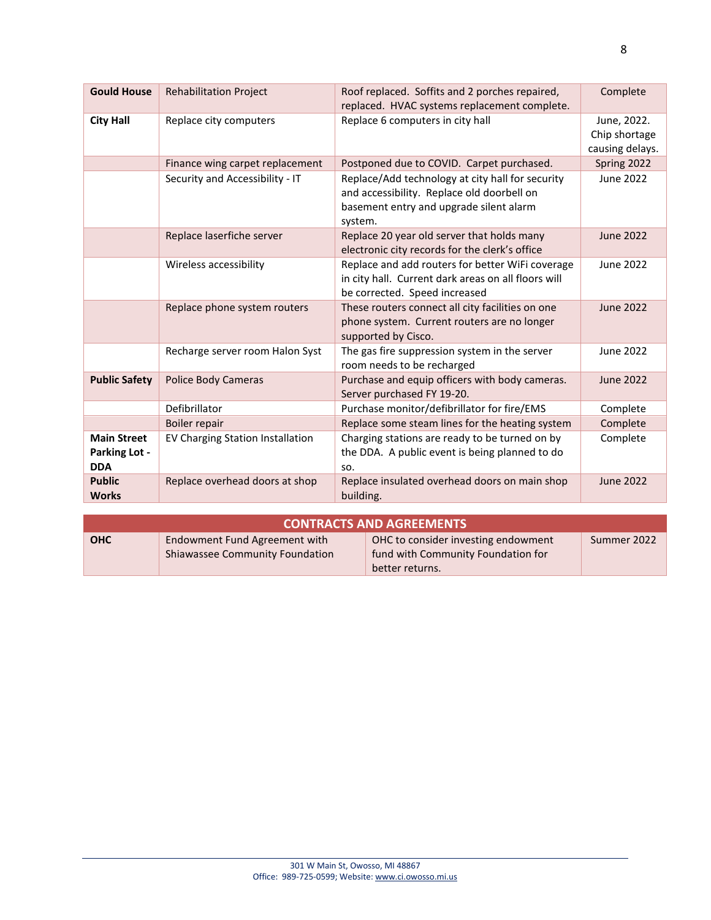| | | | |
|---|---|---|---|
| **Gould House** | Rehabilitation Project | Roof replaced. Soffits and 2 porches repaired, replaced. HVAC systems replacement complete. | Complete |
| **City Hall** | Replace city computers | Replace 6 computers in city hall | June, 2022. Chip shortage causing delays. |
| | Finance wing carpet replacement | Postponed due to COVID. Carpet purchased. | Spring 2022 |
| | Security and Accessibility - IT | Replace/Add technology at city hall for security and accessibility. Replace old doorbell on basement entry and upgrade silent alarm system. | June 2022 |
| | Replace laserfiche server | Replace 20 year old server that holds many electronic city records for the clerk's office | June 2022 |
| | Wireless accessibility | Replace and add routers for better WiFi coverage in city hall. Current dark areas on all floors will be corrected. Speed increased | June 2022 |
| | Replace phone system routers | These routers connect all city facilities on one phone system. Current routers are no longer supported by Cisco. | June 2022 |
| | Recharge server room Halon Syst | The gas fire suppression system in the server room needs to be recharged | June 2022 |
| **Public Safety** | Police Body Cameras | Purchase and equip officers with body cameras. Server purchased FY 19-20. | June 2022 |
| | Defibrillator | Purchase monitor/defibrillator for fire/EMS | Complete |
| | Boiler repair | Replace some steam lines for the heating system | Complete |
| **Main Street Parking Lot - DDA** | EV Charging Station Installation | Charging stations are ready to be turned on by the DDA. A public event is being planned to do so. | Complete |
| **Public Works** | Replace overhead doors at shop | Replace insulated overhead doors on main shop building. | June 2022 |

| CONTRACTS AND AGREEMENTS | | | |
|---|---|---|---|
| **OHC** | Endowment Fund Agreement with Shiawassee Community Foundation | OHC to consider investing endowment fund with Community Foundation for better returns. | Summer 2022 |